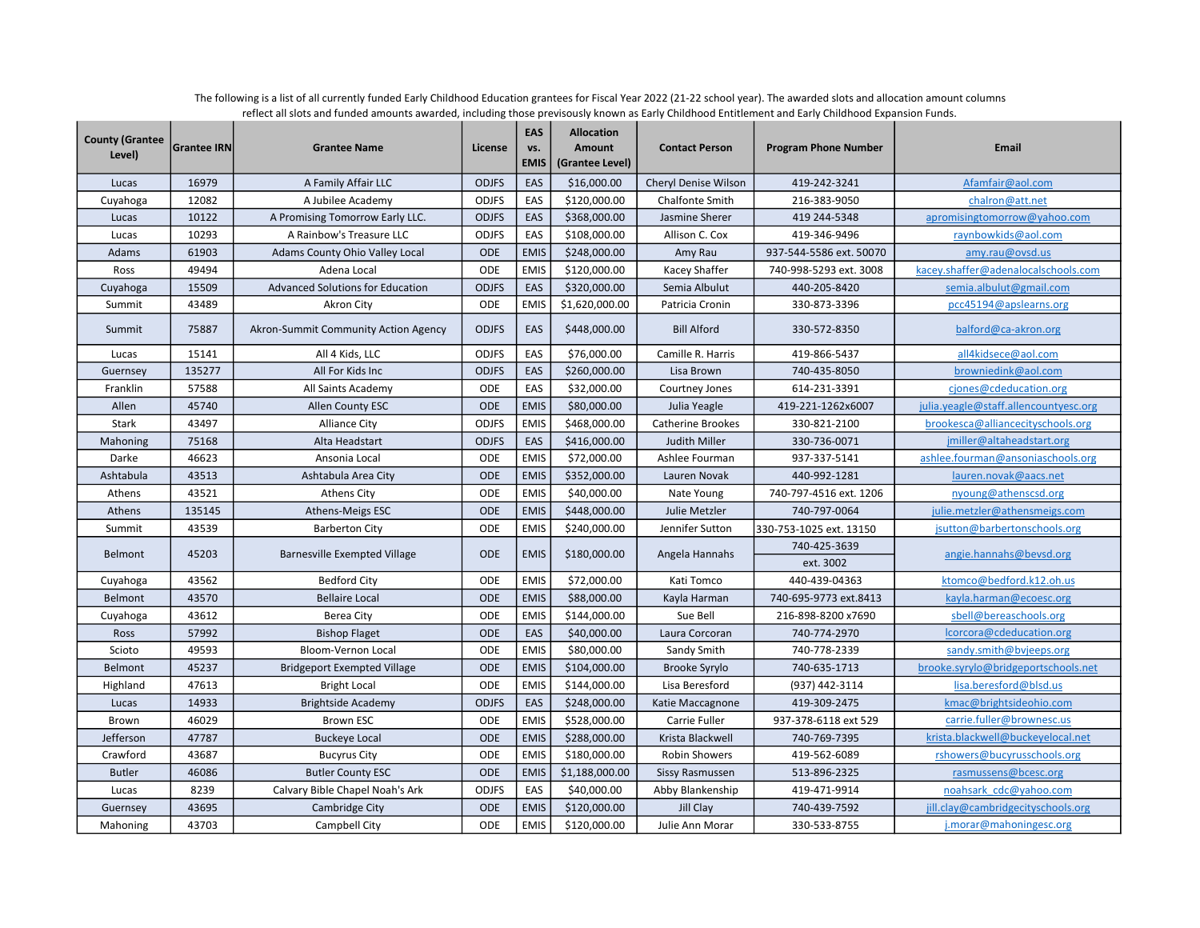The following is a list of all currently funded Early Childhood Education grantees for Fiscal Year 2022 (21-22 school year). The awarded slots and allocation amount columns reflect all slots and funded amounts awarded, including those previsously known as Early Childhood Entitlement and Early Childhood Expansion Funds.

| County (Grantee Level) | Grantee IRN | Grantee Name | License | EAS vs. EMIS | Allocation Amount (Grantee Level) | Contact Person | Program Phone Number | Email |
|---|---|---|---|---|---|---|---|---|
| Lucas | 16979 | A Family Affair LLC | ODJFS | EAS | $16,000.00 | Cheryl Denise Wilson | 419-242-3241 | Afamfair@aol.com |
| Cuyahoga | 12082 | A Jubilee Academy | ODJFS | EAS | $120,000.00 | Chalfonte Smith | 216-383-9050 | chalron@att.net |
| Lucas | 10122 | A Promising Tomorrow Early LLC. | ODJFS | EAS | $368,000.00 | Jasmine Sherer | 419 244-5348 | apromisingtomorrow@yahoo.com |
| Lucas | 10293 | A Rainbow's Treasure LLC | ODJFS | EAS | $108,000.00 | Allison C. Cox | 419-346-9496 | raynbowkids@aol.com |
| Adams | 61903 | Adams County Ohio Valley Local | ODE | EMIS | $248,000.00 | Amy Rau | 937-544-5586 ext. 50070 | amy.rau@ovsd.us |
| Ross | 49494 | Adena Local | ODE | EMIS | $120,000.00 | Kacey Shaffer | 740-998-5293 ext. 3008 | kacey.shaffer@adenalocalschools.com |
| Cuyahoga | 15509 | Advanced Solutions for Education | ODJFS | EAS | $320,000.00 | Semia Albulut | 440-205-8420 | semia.albulut@gmail.com |
| Summit | 43489 | Akron City | ODE | EMIS | $1,620,000.00 | Patricia Cronin | 330-873-3396 | pcc45194@apslearns.org |
| Summit | 75887 | Akron-Summit Community Action Agency | ODJFS | EAS | $448,000.00 | Bill Alford | 330-572-8350 | balford@ca-akron.org |
| Lucas | 15141 | All 4 Kids, LLC | ODJFS | EAS | $76,000.00 | Camille R. Harris | 419-866-5437 | all4kidsece@aol.com |
| Guernsey | 135277 | All For Kids Inc | ODJFS | EAS | $260,000.00 | Lisa Brown | 740-435-8050 | browniedink@aol.com |
| Franklin | 57588 | All Saints Academy | ODE | EAS | $32,000.00 | Courtney Jones | 614-231-3391 | cjones@cdeducation.org |
| Allen | 45740 | Allen County ESC | ODE | EMIS | $80,000.00 | Julia Yeagle | 419-221-1262x6007 | julia.yeagle@staff.allencountyesc.org |
| Stark | 43497 | Alliance City | ODJFS | EMIS | $468,000.00 | Catherine Brookes | 330-821-2100 | brookesca@alliancecityschools.org |
| Mahoning | 75168 | Alta Headstart | ODJFS | EAS | $416,000.00 | Judith Miller | 330-736-0071 | jmiller@altaheadstart.org |
| Darke | 46623 | Ansonia Local | ODE | EMIS | $72,000.00 | Ashlee Fourman | 937-337-5141 | ashlee.fourman@ansoniaschools.org |
| Ashtabula | 43513 | Ashtabula Area City | ODE | EMIS | $352,000.00 | Lauren Novak | 440-992-1281 | lauren.novak@aacs.net |
| Athens | 43521 | Athens City | ODE | EMIS | $40,000.00 | Nate Young | 740-797-4516 ext. 1206 | nyoung@athenscsd.org |
| Athens | 135145 | Athens-Meigs ESC | ODE | EMIS | $448,000.00 | Julie Metzler | 740-797-0064 | julie.metzler@athensmeigs.com |
| Summit | 43539 | Barberton City | ODE | EMIS | $240,000.00 | Jennifer Sutton | 330-753-1025 ext. 13150 | jsutton@barbertonschools.org |
| Belmont | 45203 | Barnesville Exempted Village | ODE | EMIS | $180,000.00 | Angela Hannahs | 740-425-3639 ext. 3002 | angie.hannahs@bevsd.org |
| Cuyahoga | 43562 | Bedford City | ODE | EMIS | $72,000.00 | Kati Tomco | 440-439-04363 | ktomco@bedford.k12.oh.us |
| Belmont | 43570 | Bellaire Local | ODE | EMIS | $88,000.00 | Kayla Harman | 740-695-9773 ext.8413 | kayla.harman@ecoesc.org |
| Cuyahoga | 43612 | Berea City | ODE | EMIS | $144,000.00 | Sue Bell | 216-898-8200 x7690 | sbell@bereaschools.org |
| Ross | 57992 | Bishop Flaget | ODE | EAS | $40,000.00 | Laura Corcoran | 740-774-2970 | lcorcora@cdeducation.org |
| Scioto | 49593 | Bloom-Vernon Local | ODE | EMIS | $80,000.00 | Sandy Smith | 740-778-2339 | sandy.smith@bvjeeps.org |
| Belmont | 45237 | Bridgeport Exempted Village | ODE | EMIS | $104,000.00 | Brooke Syrylo | 740-635-1713 | brooke.syrylo@bridgeportschools.net |
| Highland | 47613 | Bright Local | ODE | EMIS | $144,000.00 | Lisa Beresford | (937) 442-3114 | lisa.beresford@blsd.us |
| Lucas | 14933 | Brightside Academy | ODJFS | EAS | $248,000.00 | Katie Maccagnone | 419-309-2475 | kmac@brightsideohio.com |
| Brown | 46029 | Brown ESC | ODE | EMIS | $528,000.00 | Carrie Fuller | 937-378-6118 ext 529 | carrie.fuller@brownesc.us |
| Jefferson | 47787 | Buckeye Local | ODE | EMIS | $288,000.00 | Krista Blackwell | 740-769-7395 | krista.blackwell@buckeyelocal.net |
| Crawford | 43687 | Bucyrus City | ODE | EMIS | $180,000.00 | Robin Showers | 419-562-6089 | rshowers@bucyrusschools.org |
| Butler | 46086 | Butler County ESC | ODE | EMIS | $1,188,000.00 | Sissy Rasmussen | 513-896-2325 | rasmussens@bcesc.org |
| Lucas | 8239 | Calvary Bible Chapel Noah's Ark | ODJFS | EAS | $40,000.00 | Abby Blankenship | 419-471-9914 | noahsark_cdc@yahoo.com |
| Guernsey | 43695 | Cambridge City | ODE | EMIS | $120,000.00 | Jill Clay | 740-439-7592 | jill.clay@cambridgecityschools.org |
| Mahoning | 43703 | Campbell City | ODE | EMIS | $120,000.00 | Julie Ann Morar | 330-533-8755 | j.morar@mahoningesc.org |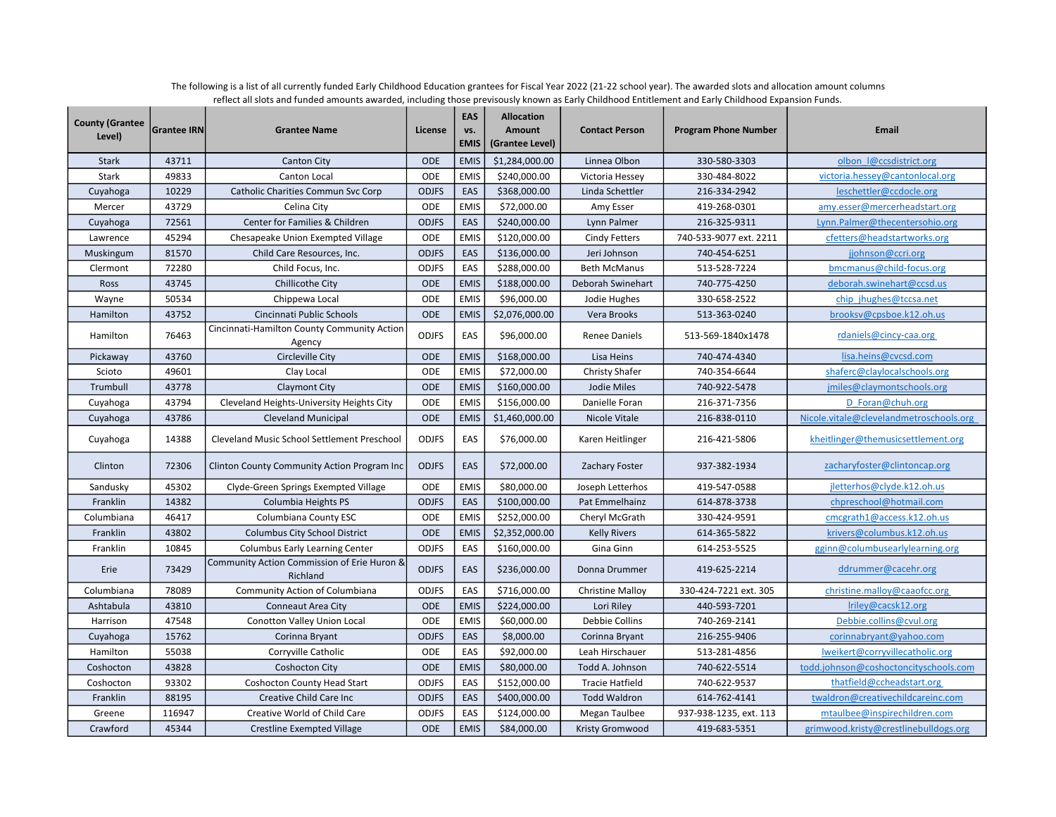The following is a list of all currently funded Early Childhood Education grantees for Fiscal Year 2022 (21-22 school year). The awarded slots and allocation amount columns reflect all slots and funded amounts awarded, including those previsously known as Early Childhood Entitlement and Early Childhood Expansion Funds.

| County (Grantee Level) | Grantee IRN | Grantee Name | License | EAS vs. EMIS | Allocation Amount (Grantee Level) | Contact Person | Program Phone Number | Email |
|---|---|---|---|---|---|---|---|---|
| Stark | 43711 | Canton City | ODE | EMIS | $1,284,000.00 | Linnea Olbon | 330-580-3303 | olbon_l@ccsdistrict.org |
| Stark | 49833 | Canton Local | ODE | EMIS | $240,000.00 | Victoria Hessey | 330-484-8022 | victoria.hessey@cantonlocal.org |
| Cuyahoga | 10229 | Catholic Charities Commun Svc Corp | ODJFS | EAS | $368,000.00 | Linda Schettler | 216-334-2942 | leschettler@ccdocle.org |
| Mercer | 43729 | Celina City | ODE | EMIS | $72,000.00 | Amy Esser | 419-268-0301 | amy.esser@mercerheadstart.org |
| Cuyahoga | 72561 | Center for Families & Children | ODJFS | EAS | $240,000.00 | Lynn Palmer | 216-325-9311 | Lynn.Palmer@thecentersohio.org |
| Lawrence | 45294 | Chesapeake Union Exempted Village | ODE | EMIS | $120,000.00 | Cindy Fetters | 740-533-9077 ext. 2211 | cfetters@headstartworks.org |
| Muskingum | 81570 | Child Care Resources, Inc. | ODJFS | EAS | $136,000.00 | Jeri Johnson | 740-454-6251 | jjohnson@ccri.org |
| Clermont | 72280 | Child Focus, Inc. | ODJFS | EAS | $288,000.00 | Beth McManus | 513-528-7224 | bmcmanus@child-focus.org |
| Ross | 43745 | Chillicothe City | ODE | EMIS | $188,000.00 | Deborah Swinehart | 740-775-4250 | deborah.swinehart@ccsd.us |
| Wayne | 50534 | Chippewa Local | ODE | EMIS | $96,000.00 | Jodie Hughes | 330-658-2522 | chip_jhughes@tccsa.net |
| Hamilton | 43752 | Cincinnati Public Schools | ODE | EMIS | $2,076,000.00 | Vera Brooks | 513-363-0240 | brooksv@cpsboe.k12.oh.us |
| Hamilton | 76463 | Cincinnati-Hamilton County Community Action Agency | ODJFS | EAS | $96,000.00 | Renee Daniels | 513-569-1840x1478 | rdaniels@cincy-caa.org |
| Pickaway | 43760 | Circleville City | ODE | EMIS | $168,000.00 | Lisa Heins | 740-474-4340 | lisa.heins@cvcsd.com |
| Scioto | 49601 | Clay Local | ODE | EMIS | $72,000.00 | Christy Shafer | 740-354-6644 | shaferc@claylocalschools.org |
| Trumbull | 43778 | Claymont City | ODE | EMIS | $160,000.00 | Jodie Miles | 740-922-5478 | jmiles@claymontschools.org |
| Cuyahoga | 43794 | Cleveland Heights-University Heights City | ODE | EMIS | $156,000.00 | Danielle Foran | 216-371-7356 | D_Foran@chuh.org |
| Cuyahoga | 43786 | Cleveland Municipal | ODE | EMIS | $1,460,000.00 | Nicole Vitale | 216-838-0110 | Nicole.vitale@clevelandmetroschools.org |
| Cuyahoga | 14388 | Cleveland Music School Settlement Preschool | ODJFS | EAS | $76,000.00 | Karen Heitlinger | 216-421-5806 | kheitlinger@themusicsettlement.org |
| Clinton | 72306 | Clinton County Community Action Program Inc | ODJFS | EAS | $72,000.00 | Zachary Foster | 937-382-1934 | zacharyfoster@clintoncap.org |
| Sandusky | 45302 | Clyde-Green Springs Exempted Village | ODE | EMIS | $80,000.00 | Joseph Letterhos | 419-547-0588 | jletterhos@clyde.k12.oh.us |
| Franklin | 14382 | Columbia Heights PS | ODJFS | EAS | $100,000.00 | Pat Emmelhainz | 614-878-3738 | chpreschool@hotmail.com |
| Columbiana | 46417 | Columbiana County ESC | ODE | EMIS | $252,000.00 | Cheryl McGrath | 330-424-9591 | cmcgrath1@access.k12.oh.us |
| Franklin | 43802 | Columbus City School District | ODE | EMIS | $2,352,000.00 | Kelly Rivers | 614-365-5822 | krivers@columbus.k12.oh.us |
| Franklin | 10845 | Columbus Early Learning Center | ODJFS | EAS | $160,000.00 | Gina Ginn | 614-253-5525 | gginn@columbusearlylearning.org |
| Erie | 73429 | Community Action Commission of Erie Huron & Richland | ODJFS | EAS | $236,000.00 | Donna Drummer | 419-625-2214 | ddrummer@cacehr.org |
| Columbiana | 78089 | Community Action of Columbiana | ODJFS | EAS | $716,000.00 | Christine Malloy | 330-424-7221 ext. 305 | christine.malloy@caaofcc.org |
| Ashtabula | 43810 | Conneaut Area City | ODE | EMIS | $224,000.00 | Lori Riley | 440-593-7201 | lriley@cacsk12.org |
| Harrison | 47548 | Conotton Valley Union Local | ODE | EMIS | $60,000.00 | Debbie Collins | 740-269-2141 | Debbie.collins@cvul.org |
| Cuyahoga | 15762 | Corinna Bryant | ODJFS | EAS | $8,000.00 | Corinna Bryant | 216-255-9406 | corinnabryant@yahoo.com |
| Hamilton | 55038 | Corryville Catholic | ODE | EAS | $92,000.00 | Leah Hirschauer | 513-281-4856 | lweikert@corryvillecatholic.org |
| Coshocton | 43828 | Coshocton City | ODE | EMIS | $80,000.00 | Todd A. Johnson | 740-622-5514 | todd.johnson@coshoctoncityschools.com |
| Coshocton | 93302 | Coshocton County Head Start | ODJFS | EAS | $152,000.00 | Tracie Hatfield | 740-622-9537 | thatfield@ccheadstart.org |
| Franklin | 88195 | Creative Child Care Inc | ODJFS | EAS | $400,000.00 | Todd Waldron | 614-762-4141 | twaldron@creativechildcareinc.com |
| Greene | 116947 | Creative World of Child Care | ODJFS | EAS | $124,000.00 | Megan Taulbee | 937-938-1235, ext. 113 | mtaulbee@inspirechildren.com |
| Crawford | 45344 | Crestline Exempted Village | ODE | EMIS | $84,000.00 | Kristy Gromwood | 419-683-5351 | grimwood.kristy@crestlinebulldogs.org |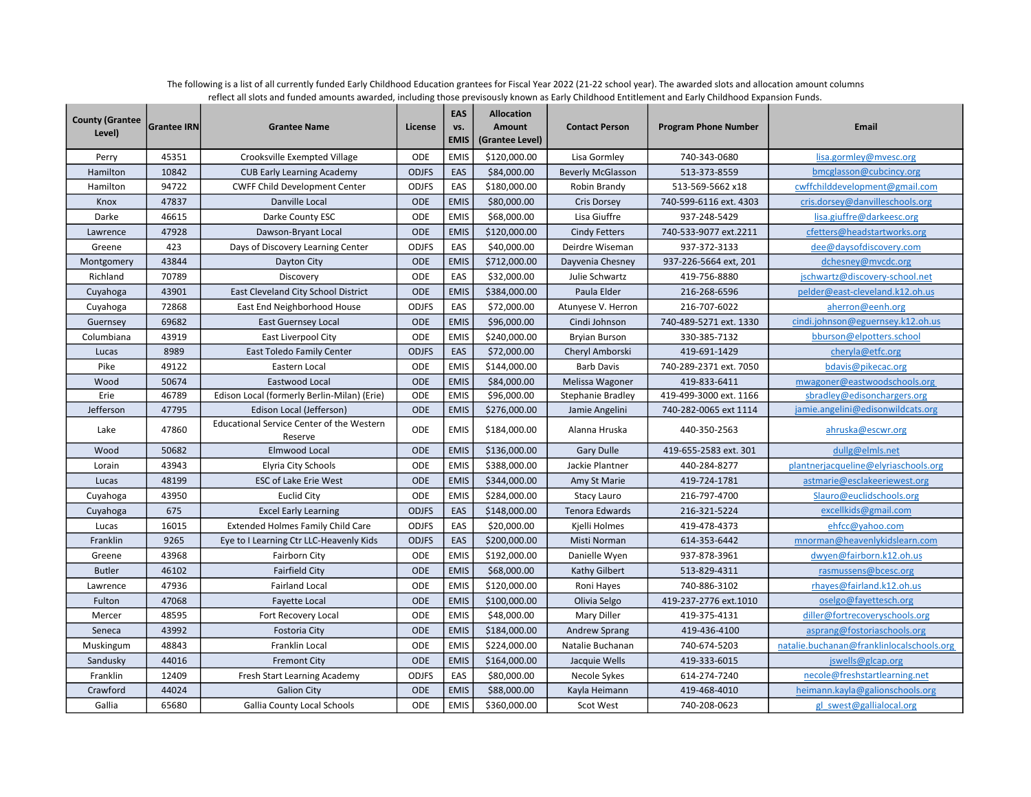The following is a list of all currently funded Early Childhood Education grantees for Fiscal Year 2022 (21-22 school year). The awarded slots and allocation amount columns reflect all slots and funded amounts awarded, including those previously known as Early Childhood Entitlement and Early Childhood Expansion Funds.

| County (Grantee Level) | Grantee IRN | Grantee Name | License | EAS vs. EMIS | Allocation Amount (Grantee Level) | Contact Person | Program Phone Number | Email |
|---|---|---|---|---|---|---|---|---|
| Perry | 45351 | Crooksville Exempted Village | ODE | EMIS | $120,000.00 | Lisa Gormley | 740-343-0680 | lisa.gormley@mvesc.org |
| Hamilton | 10842 | CUB Early Learning Academy | ODJFS | EAS | $84,000.00 | Beverly McGlasson | 513-373-8559 | bmcglasson@cubcincy.org |
| Hamilton | 94722 | CWFF Child Development Center | ODJFS | EAS | $180,000.00 | Robin Brandy | 513-569-5662 x18 | cwffchilddevelopment@gmail.com |
| Knox | 47837 | Danville Local | ODE | EMIS | $80,000.00 | Cris Dorsey | 740-599-6116 ext. 4303 | cris.dorsey@danvilleschools.org |
| Darke | 46615 | Darke County ESC | ODE | EMIS | $68,000.00 | Lisa Giuffre | 937-248-5429 | lisa.giuffre@darkeesc.org |
| Lawrence | 47928 | Dawson-Bryant Local | ODE | EMIS | $120,000.00 | Cindy Fetters | 740-533-9077 ext.2211 | cfetters@headstartworks.org |
| Greene | 423 | Days of Discovery Learning Center | ODJFS | EAS | $40,000.00 | Deirdre Wiseman | 937-372-3133 | dee@daysofdiscovery.com |
| Montgomery | 43844 | Dayton City | ODE | EMIS | $712,000.00 | Dayvenia Chesney | 937-226-5664 ext, 201 | dchesney@mvcdc.org |
| Richland | 70789 | Discovery | ODE | EAS | $32,000.00 | Julie Schwartz | 419-756-8880 | jschwartz@discovery-school.net |
| Cuyahoga | 43901 | East Cleveland City School District | ODE | EMIS | $384,000.00 | Paula Elder | 216-268-6596 | pelder@east-cleveland.k12.oh.us |
| Cuyahoga | 72868 | East End Neighborhood House | ODJFS | EAS | $72,000.00 | Atunyese V. Herron | 216-707-6022 | aherron@eenh.org |
| Guernsey | 69682 | East Guernsey Local | ODE | EMIS | $96,000.00 | Cindi Johnson | 740-489-5271 ext. 1330 | cindi.johnson@eguernsey.k12.oh.us |
| Columbiana | 43919 | East Liverpool City | ODE | EMIS | $240,000.00 | Bryian Burson | 330-385-7132 | bburson@elpotters.school |
| Lucas | 8989 | East Toledo Family Center | ODJFS | EAS | $72,000.00 | Cheryl Amborski | 419-691-1429 | cheryla@etfc.org |
| Pike | 49122 | Eastern Local | ODE | EMIS | $144,000.00 | Barb Davis | 740-289-2371 ext. 7050 | bdavis@pikecac.org |
| Wood | 50674 | Eastwood Local | ODE | EMIS | $84,000.00 | Melissa Wagoner | 419-833-6411 | mwagoner@eastwoodschools.org |
| Erie | 46789 | Edison Local (formerly Berlin-Milan) (Erie) | ODE | EMIS | $96,000.00 | Stephanie Bradley | 419-499-3000 ext. 1166 | sbradley@edisonchargers.org |
| Jefferson | 47795 | Edison Local (Jefferson) | ODE | EMIS | $276,000.00 | Jamie Angelini | 740-282-0065 ext 1114 | jamie.angelini@edisonwildcats.org |
| Lake | 47860 | Educational Service Center of the Western Reserve | ODE | EMIS | $184,000.00 | Alanna Hruska | 440-350-2563 | ahruska@escwr.org |
| Wood | 50682 | Elmwood Local | ODE | EMIS | $136,000.00 | Gary Dulle | 419-655-2583 ext. 301 | dullg@elmls.net |
| Lorain | 43943 | Elyria City Schools | ODE | EMIS | $388,000.00 | Jackie Plantner | 440-284-8277 | plantnerjacqueline@elyriaschools.org |
| Lucas | 48199 | ESC of Lake Erie West | ODE | EMIS | $344,000.00 | Amy St Marie | 419-724-1781 | astmarie@esclakeeriewest.org |
| Cuyahoga | 43950 | Euclid City | ODE | EMIS | $284,000.00 | Stacy Lauro | 216-797-4700 | Slauro@euclidschools.org |
| Cuyahoga | 675 | Excel Early Learning | ODJFS | EAS | $148,000.00 | Tenora Edwards | 216-321-5224 | excellkids@gmail.com |
| Lucas | 16015 | Extended Holmes Family Child Care | ODJFS | EAS | $20,000.00 | Kjelli Holmes | 419-478-4373 | ehfcc@yahoo.com |
| Franklin | 9265 | Eye to I Learning Ctr LLC-Heavenly Kids | ODJFS | EAS | $200,000.00 | Misti Norman | 614-353-6442 | mnorman@heavenlykidslearn.com |
| Greene | 43968 | Fairborn City | ODE | EMIS | $192,000.00 | Danielle Wyen | 937-878-3961 | dwyen@fairborn.k12.oh.us |
| Butler | 46102 | Fairfield City | ODE | EMIS | $68,000.00 | Kathy Gilbert | 513-829-4311 | rasmussens@bcesc.org |
| Lawrence | 47936 | Fairland Local | ODE | EMIS | $120,000.00 | Roni Hayes | 740-886-3102 | rhayes@fairland.k12.oh.us |
| Fulton | 47068 | Fayette Local | ODE | EMIS | $100,000.00 | Olivia Selgo | 419-237-2776 ext.1010 | oselgo@fayettesch.org |
| Mercer | 48595 | Fort Recovery Local | ODE | EMIS | $48,000.00 | Mary Diller | 419-375-4131 | diller@fortrecoveryschools.org |
| Seneca | 43992 | Fostoria City | ODE | EMIS | $184,000.00 | Andrew Sprang | 419-436-4100 | asprang@fostoriaschools.org |
| Muskingum | 48843 | Franklin Local | ODE | EMIS | $224,000.00 | Natalie Buchanan | 740-674-5203 | natalie.buchanan@franklinlocalschools.org |
| Sandusky | 44016 | Fremont City | ODE | EMIS | $164,000.00 | Jacquie Wells | 419-333-6015 | jswells@glcap.org |
| Franklin | 12409 | Fresh Start Learning Academy | ODJFS | EAS | $80,000.00 | Necole Sykes | 614-274-7240 | necole@freshstartlearning.net |
| Crawford | 44024 | Galion City | ODE | EMIS | $88,000.00 | Kayla Heimann | 419-468-4010 | heimann.kayla@galionschools.org |
| Gallia | 65680 | Gallia County Local Schools | ODE | EMIS | $360,000.00 | Scot West | 740-208-0623 | gl_swest@gallialocal.org |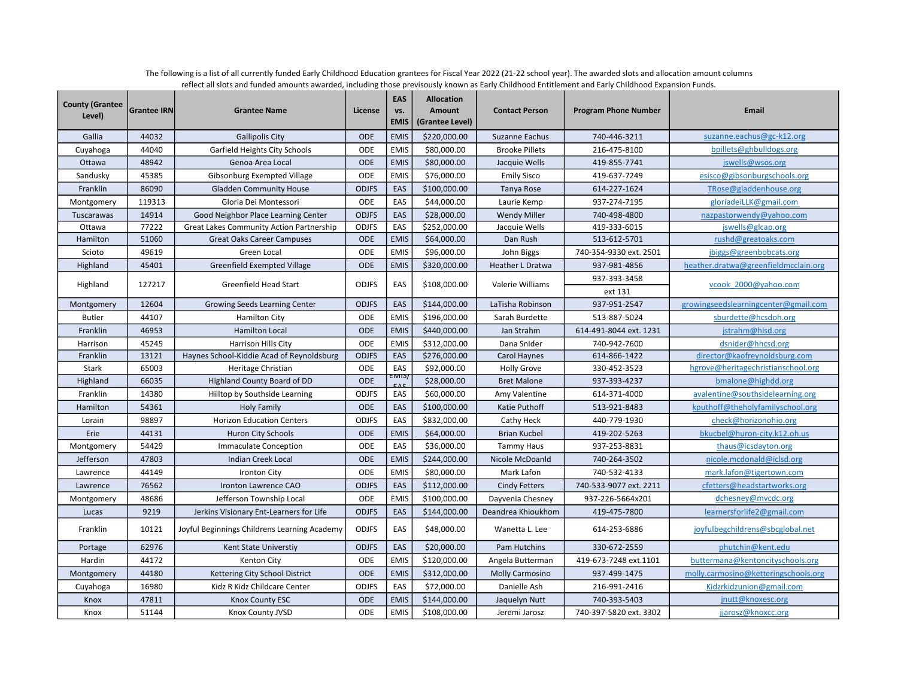The following is a list of all currently funded Early Childhood Education grantees for Fiscal Year 2022 (21-22 school year). The awarded slots and allocation amount columns reflect all slots and funded amounts awarded, including those previously known as Early Childhood Entitlement and Early Childhood Expansion Funds.

| County (Grantee Level) | Grantee IRN | Grantee Name | License | EAS vs. EMIS | Allocation Amount (Grantee Level) | Contact Person | Program Phone Number | Email |
|---|---|---|---|---|---|---|---|---|
| Gallia | 44032 | Gallipolis City | ODE | EMIS | $220,000.00 | Suzanne Eachus | 740-446-3211 | suzanne.eachus@gc-k12.org |
| Cuyahoga | 44040 | Garfield Heights City Schools | ODE | EMIS | $80,000.00 | Brooke Pillets | 216-475-8100 | bpillets@ghbulldogs.org |
| Ottawa | 48942 | Genoa Area Local | ODE | EMIS | $80,000.00 | Jacquie Wells | 419-855-7741 | jswells@wsos.org |
| Sandusky | 45385 | Gibsonburg Exempted Village | ODE | EMIS | $76,000.00 | Emily Sisco | 419-637-7249 | esisco@gibsonburgschools.org |
| Franklin | 86090 | Gladden Community House | ODJFS | EAS | $100,000.00 | Tanya Rose | 614-227-1624 | TRose@gladdenhouse.org |
| Montgomery | 119313 | Gloria Dei Montessori | ODE | EAS | $44,000.00 | Laurie Kemp | 937-274-7195 | gloriadeiLLK@gmail.com |
| Tuscarawas | 14914 | Good Neighbor Place Learning Center | ODJFS | EAS | $28,000.00 | Wendy Miller | 740-498-4800 | nazpastorwendy@yahoo.com |
| Ottawa | 77222 | Great Lakes Community Action Partnership | ODJFS | EAS | $252,000.00 | Jacquie Wells | 419-333-6015 | jswells@glcap.org |
| Hamilton | 51060 | Great Oaks Career Campuses | ODE | EMIS | $64,000.00 | Dan Rush | 513-612-5701 | rushd@greatoaks.com |
| Scioto | 49619 | Green Local | ODE | EMIS | $96,000.00 | John Biggs | 740-354-9330 ext. 2501 | jbiggs@greenbobcats.org |
| Highland | 45401 | Greenfield Exempted Village | ODE | EMIS | $320,000.00 | Heather L Dratwa | 937-981-4856 | heather.dratwa@greenfieldmcclain.org |
| Highland | 127217 | Greenfield Head Start | ODJFS | EAS | $108,000.00 | Valerie Williams | 937-393-3458 ext 131 | vcook_2000@yahoo.com |
| Montgomery | 12604 | Growing Seeds Learning Center | ODJFS | EAS | $144,000.00 | LaTisha Robinson | 937-951-2547 | growingseedslearningcenter@gmail.com |
| Butler | 44107 | Hamilton City | ODE | EMIS | $196,000.00 | Sarah Burdette | 513-887-5024 | sburdette@hcsdoh.org |
| Franklin | 46953 | Hamilton Local | ODE | EMIS | $440,000.00 | Jan Strahm | 614-491-8044 ext. 1231 | jstrahm@hlsd.org |
| Harrison | 45245 | Harrison Hills City | ODE | EMIS | $312,000.00 | Dana Snider | 740-942-7600 | dsnider@hhcsd.org |
| Franklin | 13121 | Haynes School-Kiddie Acad of Reynoldsburg | ODJFS | EAS | $276,000.00 | Carol Haynes | 614-866-1422 | director@kaofreynoldsburg.com |
| Stark | 65003 | Heritage Christian | ODE | EAS | $92,000.00 | Holly Grove | 330-452-3523 | hgrove@heritagechristianschool.org |
| Highland | 66035 | Highland County Board of DD | ODE | EMIS/EAS | $28,000.00 | Bret Malone | 937-393-4237 | bmalone@highdd.org |
| Franklin | 14380 | Hilltop by Southside Learning | ODJFS | EAS | $60,000.00 | Amy Valentine | 614-371-4000 | avalentine@southsidelearning.org |
| Hamilton | 54361 | Holy Family | ODE | EAS | $100,000.00 | Katie Puthoff | 513-921-8483 | kputhoff@theholyfamilyschool.org |
| Lorain | 98897 | Horizon Education Centers | ODJFS | EAS | $832,000.00 | Cathy Heck | 440-779-1930 | check@horizonohio.org |
| Erie | 44131 | Huron City Schools | ODE | EMIS | $64,000.00 | Brian Kucbel | 419-202-5263 | bkucbel@huron-city.k12.oh.us |
| Montgomery | 54429 | Immaculate Conception | ODE | EAS | $36,000.00 | Tammy Haus | 937-253-8831 | thaus@icsdayton.org |
| Jefferson | 47803 | Indian Creek Local | ODE | EMIS | $244,000.00 | Nicole McDoanld | 740-264-3502 | nicole.mcdonald@iclsd.org |
| Lawrence | 44149 | Ironton City | ODE | EMIS | $80,000.00 | Mark Lafon | 740-532-4133 | mark.lafon@tigertown.com |
| Lawrence | 76562 | Ironton Lawrence CAO | ODJFS | EAS | $112,000.00 | Cindy Fetters | 740-533-9077 ext. 2211 | cfetters@headstartworks.org |
| Montgomery | 48686 | Jefferson Township Local | ODE | EMIS | $100,000.00 | Dayvenia Chesney | 937-226-5664x201 | dchesney@mvcdc.org |
| Lucas | 9219 | Jerkins Visionary Ent-Learners for Life | ODJFS | EAS | $144,000.00 | Deandrea Khioukhom | 419-475-7800 | learnersforlife2@gmail.com |
| Franklin | 10121 | Joyful Beginnings Childrens Learning Academy | ODJFS | EAS | $48,000.00 | Wanetta L. Lee | 614-253-6886 | joyfulbegchildrens@sbcglobal.net |
| Portage | 62976 | Kent State Universtiy | ODJFS | EAS | $20,000.00 | Pam Hutchins | 330-672-2559 | phutchin@kent.edu |
| Hardin | 44172 | Kenton City | ODE | EMIS | $120,000.00 | Angela Butterman | 419-673-7248 ext.1101 | buttermana@kentoncityschools.org |
| Montgomery | 44180 | Kettering City School District | ODE | EMIS | $312,000.00 | Molly Carmosino | 937-499-1475 | molly.carmosino@ketteringschools.org |
| Cuyahoga | 16980 | Kidz R Kidz Childcare Center | ODJFS | EAS | $72,000.00 | Danielle Ash | 216-991-2416 | Kidzrkidzunion@gmail.com |
| Knox | 47811 | Knox County ESC | ODE | EMIS | $144,000.00 | Jaquelyn Nutt | 740-393-5403 | jnutt@knoxesc.org |
| Knox | 51144 | Knox County JVSD | ODE | EMIS | $108,000.00 | Jeremi Jarosz | 740-397-5820 ext. 3302 | jjarosz@knoxcc.org |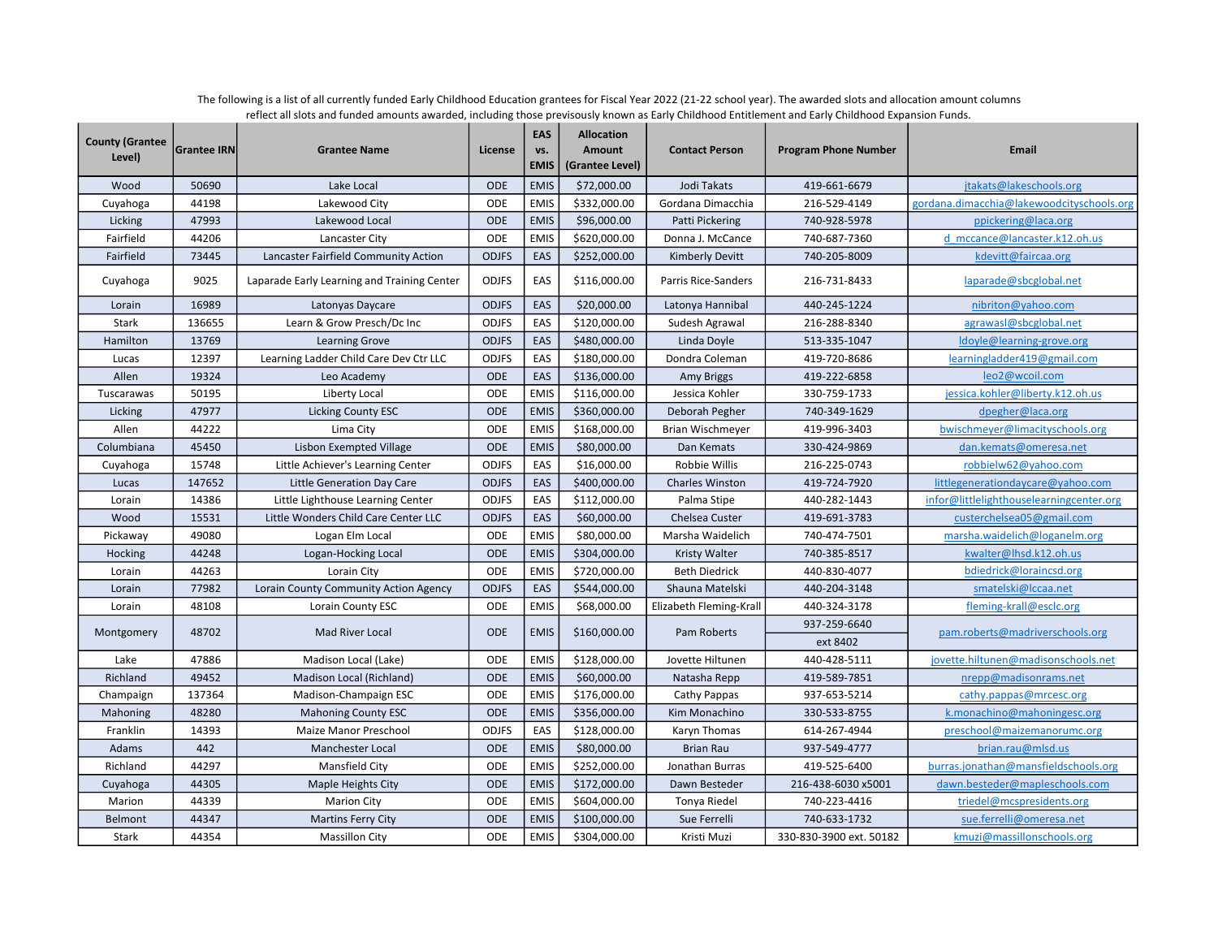The following is a list of all currently funded Early Childhood Education grantees for Fiscal Year 2022 (21-22 school year). The awarded slots and allocation amount columns reflect all slots and funded amounts awarded, including those previously known as Early Childhood Entitlement and Early Childhood Expansion Funds.

| County (Grantee Level) | Grantee IRN | Grantee Name | License | EAS vs. EMIS | Allocation Amount (Grantee Level) | Contact Person | Program Phone Number | Email |
|---|---|---|---|---|---|---|---|---|
| Wood | 50690 | Lake Local | ODE | EMIS | $72,000.00 | Jodi Takats | 419-661-6679 | jtakats@lakeschools.org |
| Cuyahoga | 44198 | Lakewood City | ODE | EMIS | $332,000.00 | Gordana Dimacchia | 216-529-4149 | gordana.dimacchia@lakewoodcityschools.org |
| Licking | 47993 | Lakewood Local | ODE | EMIS | $96,000.00 | Patti Pickering | 740-928-5978 | ppickering@laca.org |
| Fairfield | 44206 | Lancaster City | ODE | EMIS | $620,000.00 | Donna J. McCance | 740-687-7360 | d_mccance@lancaster.k12.oh.us |
| Fairfield | 73445 | Lancaster Fairfield Community Action | ODJFS | EAS | $252,000.00 | Kimberly Devitt | 740-205-8009 | kdevitt@faircaa.org |
| Cuyahoga | 9025 | Laparade Early Learning and Training Center | ODJFS | EAS | $116,000.00 | Parris Rice-Sanders | 216-731-8433 | laparade@sbcglobal.net |
| Lorain | 16989 | Latonyas Daycare | ODJFS | EAS | $20,000.00 | Latonya Hannibal | 440-245-1224 | nibriton@yahoo.com |
| Stark | 136655 | Learn & Grow Presch/Dc Inc | ODJFS | EAS | $120,000.00 | Sudesh Agrawal | 216-288-8340 | agrawasl@sbcglobal.net |
| Hamilton | 13769 | Learning Grove | ODJFS | EAS | $480,000.00 | Linda Doyle | 513-335-1047 | ldoyle@learning-grove.org |
| Lucas | 12397 | Learning Ladder Child Care Dev Ctr LLC | ODJFS | EAS | $180,000.00 | Dondra Coleman | 419-720-8686 | learningladder419@gmail.com |
| Allen | 19324 | Leo Academy | ODE | EAS | $136,000.00 | Amy Briggs | 419-222-6858 | leo2@wcoil.com |
| Tuscarawas | 50195 | Liberty Local | ODE | EMIS | $116,000.00 | Jessica Kohler | 330-759-1733 | jessica.kohler@liberty.k12.oh.us |
| Licking | 47977 | Licking County ESC | ODE | EMIS | $360,000.00 | Deborah Pegher | 740-349-1629 | dpegher@laca.org |
| Allen | 44222 | Lima City | ODE | EMIS | $168,000.00 | Brian Wischmeyer | 419-996-3403 | bwischmeyer@limacityschools.org |
| Columbiana | 45450 | Lisbon Exempted Village | ODE | EMIS | $80,000.00 | Dan Kemats | 330-424-9869 | dan.kemats@omeresa.net |
| Cuyahoga | 15748 | Little Achiever's Learning Center | ODJFS | EAS | $16,000.00 | Robbie Willis | 216-225-0743 | robbielw62@yahoo.com |
| Lucas | 147652 | Little Generation Day Care | ODJFS | EAS | $400,000.00 | Charles Winston | 419-724-7920 | littlegenerationdaycare@yahoo.com |
| Lorain | 14386 | Little Lighthouse Learning Center | ODJFS | EAS | $112,000.00 | Palma Stipe | 440-282-1443 | infor@littlelighthouselearningcenter.org |
| Wood | 15531 | Little Wonders Child Care Center LLC | ODJFS | EAS | $60,000.00 | Chelsea Custer | 419-691-3783 | custerchelsea05@gmail.com |
| Pickaway | 49080 | Logan Elm Local | ODE | EMIS | $80,000.00 | Marsha Waidelich | 740-474-7501 | marsha.waidelich@loganelm.org |
| Hocking | 44248 | Logan-Hocking Local | ODE | EMIS | $304,000.00 | Kristy Walter | 740-385-8517 | kwalter@lhsd.k12.oh.us |
| Lorain | 44263 | Lorain City | ODE | EMIS | $720,000.00 | Beth Diedrick | 440-830-4077 | bdiedrick@loraincsd.org |
| Lorain | 77982 | Lorain County Community Action Agency | ODJFS | EAS | $544,000.00 | Shauna Matelski | 440-204-3148 | smatelski@lccaa.net |
| Lorain | 48108 | Lorain County ESC | ODE | EMIS | $68,000.00 | Elizabeth Fleming-Krall | 440-324-3178 | fleming-krall@esclc.org |
| Montgomery | 48702 | Mad River Local | ODE | EMIS | $160,000.00 | Pam Roberts | 937-259-6640 ext 8402 | pam.roberts@madriverschools.org |
| Lake | 47886 | Madison Local (Lake) | ODE | EMIS | $128,000.00 | Jovette Hiltunen | 440-428-5111 | jovette.hiltunen@madisonschools.net |
| Richland | 49452 | Madison Local (Richland) | ODE | EMIS | $60,000.00 | Natasha Repp | 419-589-7851 | nrepp@madisonrams.net |
| Champaign | 137364 | Madison-Champaign ESC | ODE | EMIS | $176,000.00 | Cathy Pappas | 937-653-5214 | cathy.pappas@mrcesc.org |
| Mahoning | 48280 | Mahoning County ESC | ODE | EMIS | $356,000.00 | Kim Monachino | 330-533-8755 | k.monachino@mahoningesc.org |
| Franklin | 14393 | Maize Manor Preschool | ODJFS | EAS | $128,000.00 | Karyn Thomas | 614-267-4944 | preschool@maizemanorumc.org |
| Adams | 442 | Manchester Local | ODE | EMIS | $80,000.00 | Brian Rau | 937-549-4777 | brian.rau@mlsd.us |
| Richland | 44297 | Mansfield City | ODE | EMIS | $252,000.00 | Jonathan Burras | 419-525-6400 | burras.jonathan@mansfieldschools.org |
| Cuyahoga | 44305 | Maple Heights City | ODE | EMIS | $172,000.00 | Dawn Besteder | 216-438-6030 x5001 | dawn.besteder@mapleschools.com |
| Marion | 44339 | Marion City | ODE | EMIS | $604,000.00 | Tonya Riedel | 740-223-4416 | triedel@mcspresidents.org |
| Belmont | 44347 | Martins Ferry City | ODE | EMIS | $100,000.00 | Sue Ferrelli | 740-633-1732 | sue.ferrelli@omeresa.net |
| Stark | 44354 | Massillon City | ODE | EMIS | $304,000.00 | Kristi Muzi | 330-830-3900 ext. 50182 | kmuzi@massillonschools.org |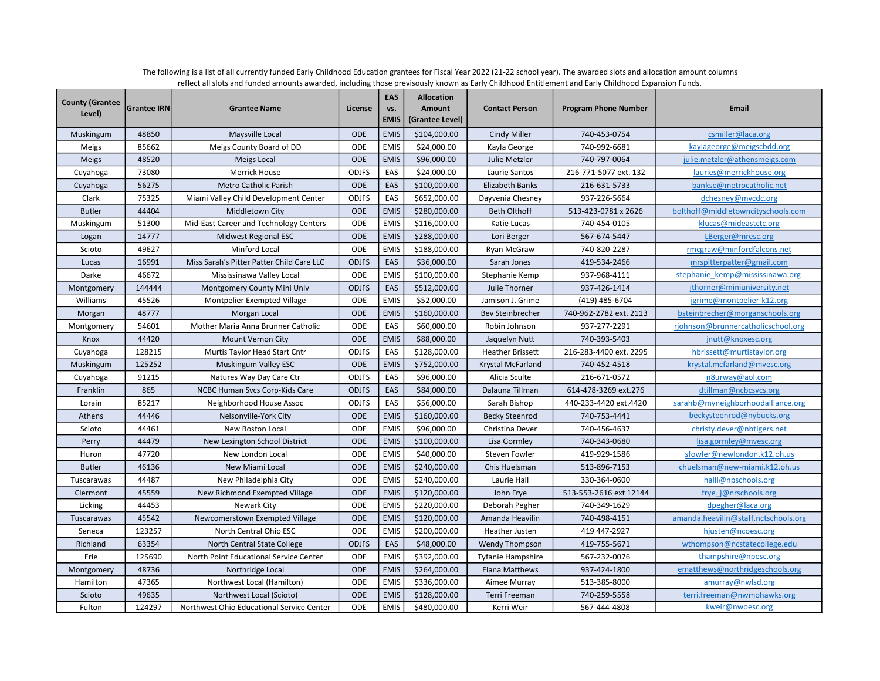The following is a list of all currently funded Early Childhood Education grantees for Fiscal Year 2022 (21-22 school year). The awarded slots and allocation amount columns reflect all slots and funded amounts awarded, including those previously known as Early Childhood Entitlement and Early Childhood Expansion Funds.

| County (Grantee Level) | Grantee IRN | Grantee Name | License | EAS vs. EMIS | Allocation Amount (Grantee Level) | Contact Person | Program Phone Number | Email |
|---|---|---|---|---|---|---|---|---|
| Muskingum | 48850 | Maysville Local | ODE | EMIS | $104,000.00 | Cindy Miller | 740-453-0754 | csmiller@laca.org |
| Meigs | 85662 | Meigs County Board of DD | ODE | EMIS | $24,000.00 | Kayla George | 740-992-6681 | kaylageorge@meigscbdd.org |
| Meigs | 48520 | Meigs Local | ODE | EMIS | $96,000.00 | Julie Metzler | 740-797-0064 | julie.metzler@athensmeigs.com |
| Cuyahoga | 73080 | Merrick House | ODJFS | EAS | $24,000.00 | Laurie Santos | 216-771-5077 ext. 132 | lauries@merrickhouse.org |
| Cuyahoga | 56275 | Metro Catholic Parish | ODE | EAS | $100,000.00 | Elizabeth Banks | 216-631-5733 | bankse@metrocatholic.net |
| Clark | 75325 | Miami Valley Child Development Center | ODJFS | EAS | $652,000.00 | Dayvenia Chesney | 937-226-5664 | dchesney@mvcdc.org |
| Butler | 44404 | Middletown City | ODE | EMIS | $280,000.00 | Beth Olthoff | 513-423-0781 x 2626 | bolthoff@middletowncityschools.com |
| Muskingum | 51300 | Mid-East Career and Technology Centers | ODE | EMIS | $116,000.00 | Katie Lucas | 740-454-0105 | klucas@mideastctc.org |
| Logan | 14777 | Midwest Regional ESC | ODE | EMIS | $288,000.00 | Lori Berger | 567-674-5447 | LBerger@mresc.org |
| Scioto | 49627 | Minford Local | ODE | EMIS | $188,000.00 | Ryan McGraw | 740-820-2287 | rmcgraw@minfordfalcons.net |
| Lucas | 16991 | Miss Sarah's Pitter Patter Child Care LLC | ODJFS | EAS | $36,000.00 | Sarah Jones | 419-534-2466 | mrspitterpatter@gmail.com |
| Darke | 46672 | Mississinawa Valley Local | ODE | EMIS | $100,000.00 | Stephanie Kemp | 937-968-4111 | stephanie_kemp@mississinawa.org |
| Montgomery | 144444 | Montgomery County Mini Univ | ODJFS | EAS | $512,000.00 | Julie Thorner | 937-426-1414 | jthorner@miniuniversity.net |
| Williams | 45526 | Montpelier Exempted Village | ODE | EMIS | $52,000.00 | Jamison J. Grime | (419) 485-6704 | jgrime@montpelier-k12.org |
| Morgan | 48777 | Morgan Local | ODE | EMIS | $160,000.00 | Bev Steinbrecher | 740-962-2782 ext. 2113 | bsteinbrecher@morganschools.org |
| Montgomery | 54601 | Mother Maria Anna Brunner Catholic | ODE | EAS | $60,000.00 | Robin Johnson | 937-277-2291 | rjohnson@brunnercatholicschool.org |
| Knox | 44420 | Mount Vernon City | ODE | EMIS | $88,000.00 | Jaquelyn Nutt | 740-393-5403 | jnutt@knoxesc.org |
| Cuyahoga | 128215 | Murtis Taylor Head Start Cntr | ODJFS | EAS | $128,000.00 | Heather Brissett | 216-283-4400 ext. 2295 | hbrissett@murtistaylor.org |
| Muskingum | 125252 | Muskingum Valley ESC | ODE | EMIS | $752,000.00 | Krystal McFarland | 740-452-4518 | krystal.mcfarland@mvesc.org |
| Cuyahoga | 91215 | Natures Way Day Care Ctr | ODJFS | EAS | $96,000.00 | Alicia Sculte | 216-671-0572 | n8urway@aol.com |
| Franklin | 865 | NCBC Human Svcs Corp-Kids Care | ODJFS | EAS | $84,000.00 | Dalauna Tillman | 614-478-3269 ext.276 | dtillman@ncbcsvcs.org |
| Lorain | 85217 | Neighborhood House Assoc | ODJFS | EAS | $56,000.00 | Sarah Bishop | 440-233-4420 ext.4420 | sarahb@myneighborhoodalliance.org |
| Athens | 44446 | Nelsonville-York City | ODE | EMIS | $160,000.00 | Becky Steenrod | 740-753-4441 | beckysteenrod@nybucks.org |
| Scioto | 44461 | New Boston Local | ODE | EMIS | $96,000.00 | Christina Dever | 740-456-4637 | christy.dever@nbtigers.net |
| Perry | 44479 | New Lexington School District | ODE | EMIS | $100,000.00 | Lisa Gormley | 740-343-0680 | lisa.gormley@mvesc.org |
| Huron | 47720 | New London Local | ODE | EMIS | $40,000.00 | Steven Fowler | 419-929-1586 | sfowler@newlondon.k12.oh.us |
| Butler | 46136 | New Miami Local | ODE | EMIS | $240,000.00 | Chis Huelsman | 513-896-7153 | chuelsman@new-miami.k12.oh.us |
| Tuscarawas | 44487 | New Philadelphia City | ODE | EMIS | $240,000.00 | Laurie Hall | 330-364-0600 | halll@npschools.org |
| Clermont | 45559 | New Richmond Exempted Village | ODE | EMIS | $120,000.00 | John Frye | 513-553-2616 ext 12144 | frye_j@nrschools.org |
| Licking | 44453 | Newark City | ODE | EMIS | $220,000.00 | Deborah Pegher | 740-349-1629 | dpegher@laca.org |
| Tuscarawas | 45542 | Newcomerstown Exempted Village | ODE | EMIS | $120,000.00 | Amanda Heavilin | 740-498-4151 | amanda.heavilin@staff.nctschools.org |
| Seneca | 123257 | North Central Ohio ESC | ODE | EMIS | $200,000.00 | Heather Justen | 419 447-2927 | hjusten@ncoesc.org |
| Richland | 63354 | North Central State College | ODJFS | EAS | $48,000.00 | Wendy Thompson | 419-755-5671 | wthompson@ncstatecollege.edu |
| Erie | 125690 | North Point Educational Service Center | ODE | EMIS | $392,000.00 | Tyfanie Hampshire | 567-232-0076 | thampshire@npesc.org |
| Montgomery | 48736 | Northridge Local | ODE | EMIS | $264,000.00 | Elana Matthews | 937-424-1800 | ematthews@northridgeschools.org |
| Hamilton | 47365 | Northwest Local (Hamilton) | ODE | EMIS | $336,000.00 | Aimee Murray | 513-385-8000 | amurray@nwlsd.org |
| Scioto | 49635 | Northwest Local (Scioto) | ODE | EMIS | $128,000.00 | Terri Freeman | 740-259-5558 | terri.freeman@nwmohawks.org |
| Fulton | 124297 | Northwest Ohio Educational Service Center | ODE | EMIS | $480,000.00 | Kerri Weir | 567-444-4808 | kweir@nwoesc.org |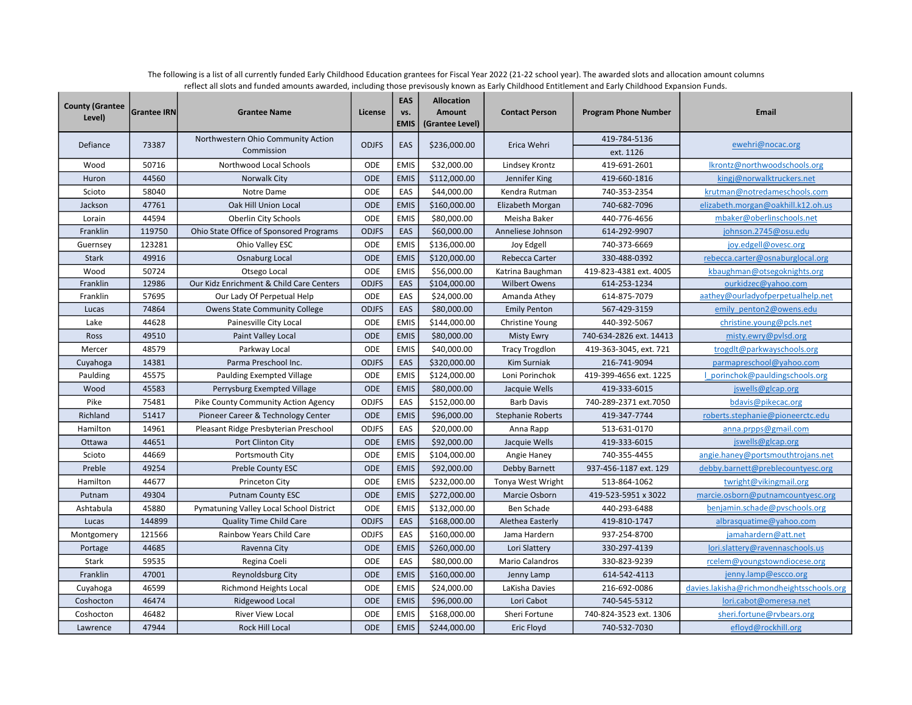The following is a list of all currently funded Early Childhood Education grantees for Fiscal Year 2022 (21-22 school year). The awarded slots and allocation amount columns reflect all slots and funded amounts awarded, including those previously known as Early Childhood Entitlement and Early Childhood Expansion Funds.

| County (Grantee Level) | Grantee IRN | Grantee Name | License | EAS vs. EMIS | Allocation Amount (Grantee Level) | Contact Person | Program Phone Number | Email |
|---|---|---|---|---|---|---|---|---|
| Defiance | 73387 | Northwestern Ohio Community Action Commission | ODJFS | EAS | $236,000.00 | Erica Wehri | 419-784-5136 ext. 1126 | ewehri@nocac.org |
| Wood | 50716 | Northwood Local Schools | ODE | EMIS | $32,000.00 | Lindsey Krontz | 419-691-2601 | lkrontz@northwoodschools.org |
| Huron | 44560 | Norwalk City | ODE | EMIS | $112,000.00 | Jennifer King | 419-660-1816 | kingj@norwalktruckers.net |
| Scioto | 58040 | Notre Dame | ODE | EAS | $44,000.00 | Kendra Rutman | 740-353-2354 | krutman@notredameschools.com |
| Jackson | 47761 | Oak Hill Union Local | ODE | EMIS | $160,000.00 | Elizabeth Morgan | 740-682-7096 | elizabeth.morgan@oakhill.k12.oh.us |
| Lorain | 44594 | Oberlin City Schools | ODE | EMIS | $80,000.00 | Meisha Baker | 440-776-4656 | mbaker@oberlinschools.net |
| Franklin | 119750 | Ohio State Office of Sponsored Programs | ODJFS | EAS | $60,000.00 | Anneliese Johnson | 614-292-9907 | johnson.2745@osu.edu |
| Guernsey | 123281 | Ohio Valley ESC | ODE | EMIS | $136,000.00 | Joy Edgell | 740-373-6669 | joy.edgell@ovesc.org |
| Stark | 49916 | Osnaburg Local | ODE | EMIS | $120,000.00 | Rebecca Carter | 330-488-0392 | rebecca.carter@osnaburglocal.org |
| Wood | 50724 | Otsego Local | ODE | EMIS | $56,000.00 | Katrina Baughman | 419-823-4381 ext. 4005 | kbaughman@otsegoknights.org |
| Franklin | 12986 | Our Kidz Enrichment & Child Care Centers | ODJFS | EAS | $104,000.00 | Wilbert Owens | 614-253-1234 | ourkidzec@yahoo.com |
| Franklin | 57695 | Our Lady Of Perpetual Help | ODE | EAS | $24,000.00 | Amanda Athey | 614-875-7079 | aathey@ourladyofperpetualhelp.net |
| Lucas | 74864 | Owens State Community College | ODJFS | EAS | $80,000.00 | Emily Penton | 567-429-3159 | emily_penton2@owens.edu |
| Lake | 44628 | Painesville City Local | ODE | EMIS | $144,000.00 | Christine Young | 440-392-5067 | christine.young@pcls.net |
| Ross | 49510 | Paint Valley Local | ODE | EMIS | $80,000.00 | Misty Ewry | 740-634-2826 ext. 14413 | misty.ewry@pvlsd.org |
| Mercer | 48579 | Parkway Local | ODE | EMIS | $40,000.00 | Tracy Trogdlon | 419-363-3045, ext. 721 | trogdlt@parkwayschools.org |
| Cuyahoga | 14381 | Parma Preschool Inc. | ODJFS | EAS | $320,000.00 | Kim Surniak | 216-741-9094 | parmapreschool@yahoo.com |
| Paulding | 45575 | Paulding Exempted Village | ODE | EMIS | $124,000.00 | Loni Porinchok | 419-399-4656 ext. 1225 | l_porinchok@pauldingschools.org |
| Wood | 45583 | Perrysburg Exempted Village | ODE | EMIS | $80,000.00 | Jacquie Wells | 419-333-6015 | jswells@glcap.org |
| Pike | 75481 | Pike County Community Action Agency | ODJFS | EAS | $152,000.00 | Barb Davis | 740-289-2371 ext.7050 | bdavis@pikecac.org |
| Richland | 51417 | Pioneer Career & Technology Center | ODE | EMIS | $96,000.00 | Stephanie Roberts | 419-347-7744 | roberts.stephanie@pioneerctc.edu |
| Hamilton | 14961 | Pleasant Ridge Presbyterian Preschool | ODJFS | EAS | $20,000.00 | Anna Rapp | 513-631-0170 | anna.prpps@gmail.com |
| Ottawa | 44651 | Port Clinton City | ODE | EMIS | $92,000.00 | Jacquie Wells | 419-333-6015 | jswells@glcap.org |
| Scioto | 44669 | Portsmouth City | ODE | EMIS | $104,000.00 | Angie Haney | 740-355-4455 | angie.haney@portsmouthtrojans.net |
| Preble | 49254 | Preble County ESC | ODE | EMIS | $92,000.00 | Debby Barnett | 937-456-1187 ext. 129 | debby.barnett@preblecountyesc.org |
| Hamilton | 44677 | Princeton City | ODE | EMIS | $232,000.00 | Tonya West Wright | 513-864-1062 | twright@vikingmail.org |
| Putnam | 49304 | Putnam County ESC | ODE | EMIS | $272,000.00 | Marcie Osborn | 419-523-5951 x 3022 | marcie.osborn@putnamcountyesc.org |
| Ashtabula | 45880 | Pymatuning Valley Local School District | ODE | EMIS | $132,000.00 | Ben Schade | 440-293-6488 | benjamin.schade@pvschools.org |
| Lucas | 144899 | Quality Time Child Care | ODJFS | EAS | $168,000.00 | Alethea Easterly | 419-810-1747 | albrasquatime@yahoo.com |
| Montgomery | 121566 | Rainbow Years Child Care | ODJFS | EAS | $160,000.00 | Jama Hardern | 937-254-8700 | jamahardern@att.net |
| Portage | 44685 | Ravenna City | ODE | EMIS | $260,000.00 | Lori Slattery | 330-297-4139 | lori.slattery@ravennaschools.us |
| Stark | 59535 | Regina Coeli | ODE | EAS | $80,000.00 | Mario Calandros | 330-823-9239 | rcelem@youngstowndiocese.org |
| Franklin | 47001 | Reynoldsburg City | ODE | EMIS | $160,000.00 | Jenny Lamp | 614-542-4113 | jenny.lamp@escco.org |
| Cuyahoga | 46599 | Richmond Heights Local | ODE | EMIS | $24,000.00 | LaKisha Davies | 216-692-0086 | davies.lakisha@richmondheightsschools.org |
| Coshocton | 46474 | Ridgewood Local | ODE | EMIS | $96,000.00 | Lori Cabot | 740-545-5312 | lori.cabot@omeresa.net |
| Coshocton | 46482 | River View Local | ODE | EMIS | $168,000.00 | Sheri Fortune | 740-824-3523 ext. 1306 | sheri.fortune@rvbears.org |
| Lawrence | 47944 | Rock Hill Local | ODE | EMIS | $244,000.00 | Eric Floyd | 740-532-7030 | efloyd@rockhill.org |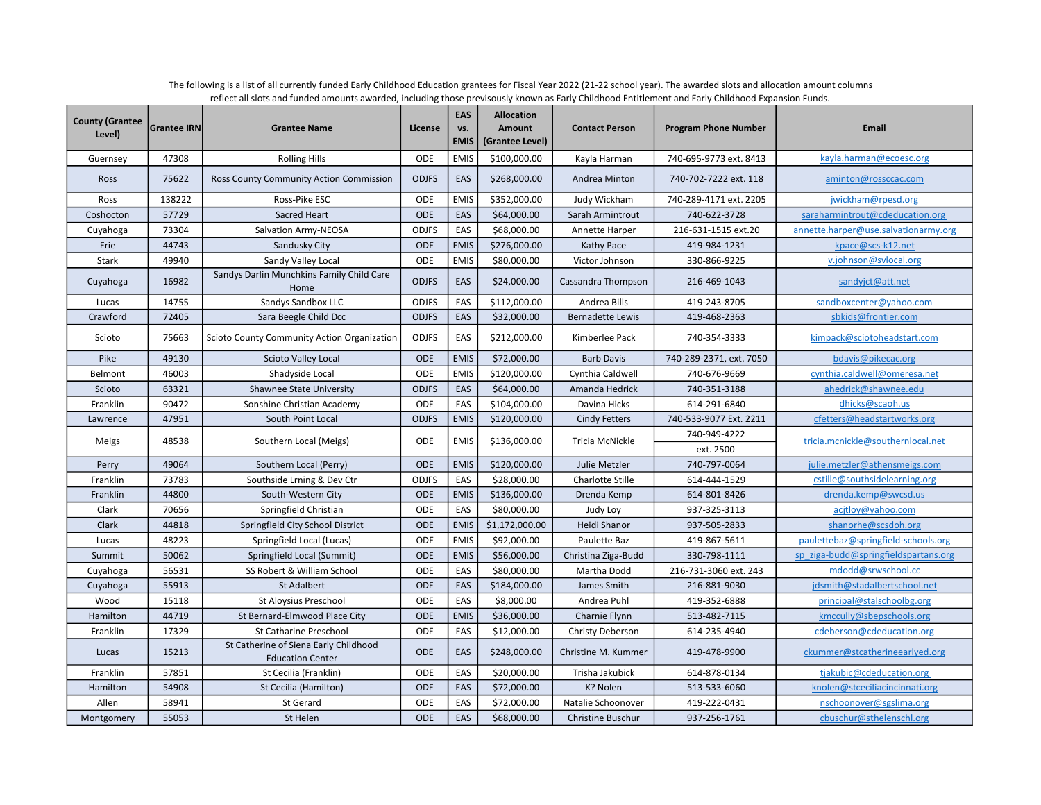The following is a list of all currently funded Early Childhood Education grantees for Fiscal Year 2022 (21-22 school year). The awarded slots and allocation amount columns reflect all slots and funded amounts awarded, including those previously known as Early Childhood Entitlement and Early Childhood Expansion Funds.

| County (Grantee Level) | Grantee IRN | Grantee Name | License | EAS vs. EMIS | Allocation Amount (Grantee Level) | Contact Person | Program Phone Number | Email |
|---|---|---|---|---|---|---|---|---|
| Guernsey | 47308 | Rolling Hills | ODE | EMIS | $100,000.00 | Kayla Harman | 740-695-9773 ext. 8413 | kayla.harman@ecoesc.org |
| Ross | 75622 | Ross County Community Action Commission | ODJFS | EAS | $268,000.00 | Andrea Minton | 740-702-7222 ext. 118 | aminton@rossccac.com |
| Ross | 138222 | Ross-Pike ESC | ODE | EMIS | $352,000.00 | Judy Wickham | 740-289-4171 ext. 2205 | jwickham@rpesd.org |
| Coshocton | 57729 | Sacred Heart | ODE | EAS | $64,000.00 | Sarah Armintrout | 740-622-3728 | saraharmintrout@cdeducation.org |
| Cuyahoga | 73304 | Salvation Army-NEOSA | ODJFS | EAS | $68,000.00 | Annette Harper | 216-631-1515 ext.20 | annette.harper@use.salvationarmy.org |
| Erie | 44743 | Sandusky City | ODE | EMIS | $276,000.00 | Kathy Pace | 419-984-1231 | kpace@scs-k12.net |
| Stark | 49940 | Sandy Valley Local | ODE | EMIS | $80,000.00 | Victor Johnson | 330-866-9225 | v.johnson@svlocal.org |
| Cuyahoga | 16982 | Sandys Darlin Munchkins Family Child Care Home | ODJFS | EAS | $24,000.00 | Cassandra Thompson | 216-469-1043 | sandyjct@att.net |
| Lucas | 14755 | Sandys Sandbox LLC | ODJFS | EAS | $112,000.00 | Andrea Bills | 419-243-8705 | sandboxcenter@yahoo.com |
| Crawford | 72405 | Sara Beegle Child Dcc | ODJFS | EAS | $32,000.00 | Bernadette Lewis | 419-468-2363 | sbkids@frontier.com |
| Scioto | 75663 | Scioto County Community Action Organization | ODJFS | EAS | $212,000.00 | Kimberlee Pack | 740-354-3333 | kimpack@sciotoheadstart.com |
| Pike | 49130 | Scioto Valley Local | ODE | EMIS | $72,000.00 | Barb Davis | 740-289-2371, ext. 7050 | bdavis@pikecac.org |
| Belmont | 46003 | Shadyside Local | ODE | EMIS | $120,000.00 | Cynthia Caldwell | 740-676-9669 | cynthia.caldwell@omeresa.net |
| Scioto | 63321 | Shawnee State University | ODJFS | EAS | $64,000.00 | Amanda Hedrick | 740-351-3188 | ahedrick@shawnee.edu |
| Franklin | 90472 | Sonshine Christian Academy | ODE | EAS | $104,000.00 | Davina Hicks | 614-291-6840 | dhicks@scaoh.us |
| Lawrence | 47951 | South Point Local | ODJFS | EMIS | $120,000.00 | Cindy Fetters | 740-533-9077 Ext. 2211 | cfetters@headstartworks.org |
| Meigs | 48538 | Southern Local (Meigs) | ODE | EMIS | $136,000.00 | Tricia McNickle | 740-949-4222 ext. 2500 | tricia.mcnickle@southernlocal.net |
| Perry | 49064 | Southern Local (Perry) | ODE | EMIS | $120,000.00 | Julie Metzler | 740-797-0064 | julie.metzler@athensmeigs.com |
| Franklin | 73783 | Southside Lrning & Dev Ctr | ODJFS | EAS | $28,000.00 | Charlotte Stille | 614-444-1529 | cstille@southsidelearning.org |
| Franklin | 44800 | South-Western City | ODE | EMIS | $136,000.00 | Drenda Kemp | 614-801-8426 | drenda.kemp@swcsd.us |
| Clark | 70656 | Springfield Christian | ODE | EAS | $80,000.00 | Judy Loy | 937-325-3113 | acjtloy@yahoo.com |
| Clark | 44818 | Springfield City School District | ODE | EMIS | $1,172,000.00 | Heidi Shanor | 937-505-2833 | shanorhe@scsdoh.org |
| Lucas | 48223 | Springfield Local (Lucas) | ODE | EMIS | $92,000.00 | Paulette Baz | 419-867-5611 | paulettebaz@springfield-schools.org |
| Summit | 50062 | Springfield Local (Summit) | ODE | EMIS | $56,000.00 | Christina Ziga-Budd | 330-798-1111 | sp_ziga-budd@springfieldspartans.org |
| Cuyahoga | 56531 | SS Robert & William School | ODE | EAS | $80,000.00 | Martha Dodd | 216-731-3060 ext. 243 | mdodd@srwschool.cc |
| Cuyahoga | 55913 | St Adalbert | ODE | EAS | $184,000.00 | James Smith | 216-881-9030 | jdsmith@stadalbertschool.net |
| Wood | 15118 | St Aloysius Preschool | ODE | EAS | $8,000.00 | Andrea Puhl | 419-352-6888 | principal@stalschoolbg.org |
| Hamilton | 44719 | St Bernard-Elmwood Place City | ODE | EMIS | $36,000.00 | Charnie Flynn | 513-482-7115 | kmccully@sbepschools.org |
| Franklin | 17329 | St Catharine Preschool | ODE | EAS | $12,000.00 | Christy Deberson | 614-235-4940 | cdeberson@cdeducation.org |
| Lucas | 15213 | St Catherine of Siena Early Childhood Education Center | ODE | EAS | $248,000.00 | Christine M. Kummer | 419-478-9900 | ckummer@stcatherineearlyed.org |
| Franklin | 57851 | St Cecilia (Franklin) | ODE | EAS | $20,000.00 | Trisha Jakubick | 614-878-0134 | tjakubic@cdeducation.org |
| Hamilton | 54908 | St Cecilia (Hamilton) | ODE | EAS | $72,000.00 | K? Nolen | 513-533-6060 | knolen@stceciliacincinnati.org |
| Allen | 58941 | St Gerard | ODE | EAS | $72,000.00 | Natalie Schoonover | 419-222-0431 | nschoonover@sgslima.org |
| Montgomery | 55053 | St Helen | ODE | EAS | $68,000.00 | Christine Buschur | 937-256-1761 | cbuschur@sthelenschl.org |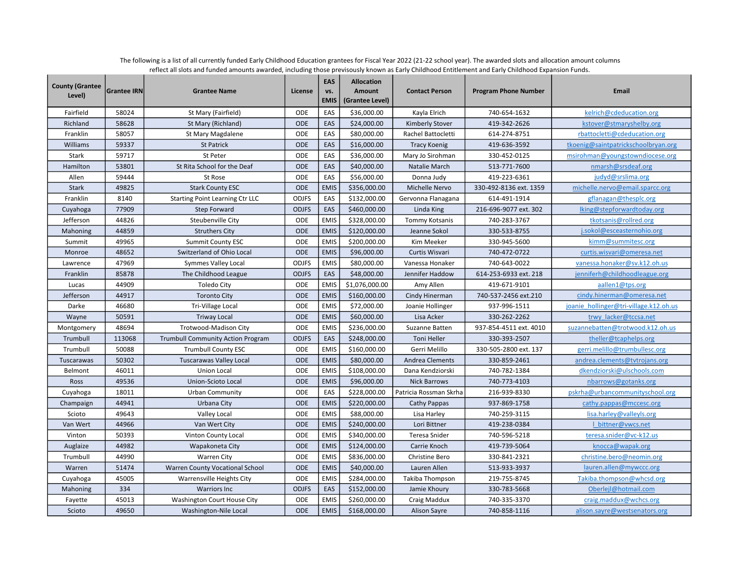The following is a list of all currently funded Early Childhood Education grantees for Fiscal Year 2022 (21-22 school year). The awarded slots and allocation amount columns reflect all slots and funded amounts awarded, including those previsously known as Early Childhood Entitlement and Early Childhood Expansion Funds.

| County (Grantee Level) | Grantee IRN | Grantee Name | License | EAS vs. EMIS | Allocation Amount (Grantee Level) | Contact Person | Program Phone Number | Email |
|---|---|---|---|---|---|---|---|---|
| Fairfield | 58024 | St Mary (Fairfield) | ODE | EAS | $36,000.00 | Kayla Elrich | 740-654-1632 | kelrich@cdeducation.org |
| Richland | 58628 | St Mary (Richland) | ODE | EAS | $24,000.00 | Kimberly Stover | 419-342-2626 | kstover@stmaryshelby.org |
| Franklin | 58057 | St Mary Magdalene | ODE | EAS | $80,000.00 | Rachel Battocletti | 614-274-8751 | rbattocletti@cdeducation.org |
| Williams | 59337 | St Patrick | ODE | EAS | $16,000.00 | Tracy Koenig | 419-636-3592 | tkoenig@saintpatrickschoolbryan.org |
| Stark | 59717 | St Peter | ODE | EAS | $36,000.00 | Mary Jo Sirohman | 330-452-0125 | msirohman@youngstowndiocese.org |
| Hamilton | 53801 | St Rita School for the Deaf | ODE | EAS | $40,000.00 | Natalie March | 513-771-7600 | nmarsh@srsdeaf.org |
| Allen | 59444 | St Rose | ODE | EAS | $56,000.00 | Donna Judy | 419-223-6361 | judyd@srslima.org |
| Stark | 49825 | Stark County ESC | ODE | EMIS | $356,000.00 | Michelle Nervo | 330-492-8136 ext. 1359 | michelle.nervo@email.sparcc.org |
| Franklin | 8140 | Starting Point Learning Ctr LLC | ODJFS | EAS | $132,000.00 | Gervonna Flanagana | 614-491-1914 | gflanagan@thesplc.org |
| Cuyahoga | 77909 | Step Forward | ODJFS | EAS | $460,000.00 | Linda King | 216-696-9077 ext. 302 | lking@stepforwardtoday.org |
| Jefferson | 44826 | Steubenville City | ODE | EMIS | $328,000.00 | Tommy Kotsanis | 740-283-3767 | tkotsanis@rollred.org |
| Mahoning | 44859 | Struthers City | ODE | EMIS | $120,000.00 | Jeanne Sokol | 330-533-8755 | j.sokol@esceasternohio.org |
| Summit | 49965 | Summit County ESC | ODE | EMIS | $200,000.00 | Kim Meeker | 330-945-5600 | kimm@summitesc.org |
| Monroe | 48652 | Switzerland of Ohio Local | ODE | EMIS | $96,000.00 | Curtis Wisvari | 740-472-0722 | curtis.wisvari@omeresa.net |
| Lawrence | 47969 | Symmes Valley Local | ODJFS | EMIS | $80,000.00 | Vanessa Honaker | 740-643-0022 | vanessa.honaker@sv.k12.oh.us |
| Franklin | 85878 | The Childhood League | ODJFS | EAS | $48,000.00 | Jennifer Haddow | 614-253-6933 ext. 218 | jenniferh@childhoodleague.org |
| Lucas | 44909 | Toledo City | ODE | EMIS | $1,076,000.00 | Amy Allen | 419-671-9101 | aallen1@tps.org |
| Jefferson | 44917 | Toronto City | ODE | EMIS | $160,000.00 | Cindy Hinerman | 740-537-2456 ext.210 | cindy.hinerman@omeresa.net |
| Darke | 46680 | Tri-Village Local | ODE | EMIS | $72,000.00 | Joanie Hollinger | 937-996-1511 | joanie_hollinger@tri-village.k12.oh.us |
| Wayne | 50591 | Triway Local | ODE | EMIS | $60,000.00 | Lisa Acker | 330-262-2262 | trwy_lacker@tccsa.net |
| Montgomery | 48694 | Trotwood-Madison City | ODE | EMIS | $236,000.00 | Suzanne Batten | 937-854-4511 ext. 4010 | suzannebatten@trotwood.k12.oh.us |
| Trumbull | 113068 | Trumbull Community Action Program | ODJFS | EAS | $248,000.00 | Toni Heller | 330-393-2507 | theller@tcaphelps.org |
| Trumbull | 50088 | Trumbull County ESC | ODE | EMIS | $160,000.00 | Gerri Melillo | 330-505-2800 ext. 137 | gerri.melillo@trumbullesc.org |
| Tuscarawas | 50302 | Tuscarawas Valley Local | ODE | EMIS | $80,000.00 | Andrea Clements | 330-859-2461 | andrea.clements@tvtrojans.org |
| Belmont | 46011 | Union Local | ODE | EMIS | $108,000.00 | Dana Kendziorski | 740-782-1384 | dkendziorski@ulschools.com |
| Ross | 49536 | Union-Scioto Local | ODE | EMIS | $96,000.00 | Nick Barrows | 740-773-4103 | nbarrows@gotanks.org |
| Cuyahoga | 18011 | Urban Community | ODE | EAS | $228,000.00 | Patricia Rossman Skrha | 216-939-8330 | pskrha@urbancommunityschool.org |
| Champaign | 44941 | Urbana City | ODE | EMIS | $220,000.00 | Cathy Pappas | 937-869-1758 | cathy.pappas@mccesc.org |
| Scioto | 49643 | Valley Local | ODE | EMIS | $88,000.00 | Lisa Harley | 740-259-3115 | lisa.harley@valleyls.org |
| Van Wert | 44966 | Van Wert City | ODE | EMIS | $240,000.00 | Lori Bittner | 419-238-0384 | l_bittner@vwcs.net |
| Vinton | 50393 | Vinton County Local | ODE | EMIS | $340,000.00 | Teresa Snider | 740-596-5218 | teresa.snider@vc-k12.us |
| Auglaize | 44982 | Wapakoneta City | ODE | EMIS | $124,000.00 | Carrie Knoch | 419-739-5064 | knocca@wapak.org |
| Trumbull | 44990 | Warren City | ODE | EMIS | $836,000.00 | Christine Bero | 330-841-2321 | christine.bero@neomin.org |
| Warren | 51474 | Warren County Vocational School | ODE | EMIS | $40,000.00 | Lauren Allen | 513-933-3937 | lauren.allen@mywccc.org |
| Cuyahoga | 45005 | Warrensville Heights City | ODE | EMIS | $284,000.00 | Takiba Thompson | 219-755-8745 | Takiba.thompson@whcsd.org |
| Mahoning | 334 | Warriors Inc | ODJFS | EAS | $152,000.00 | Jamie Khoury | 330-783-5668 | Oberlejl@hotmail.com |
| Fayette | 45013 | Washington Court House City | ODE | EMIS | $260,000.00 | Craig Maddux | 740-335-3370 | craig.maddux@wchcs.org |
| Scioto | 49650 | Washington-Nile Local | ODE | EMIS | $168,000.00 | Alison Sayre | 740-858-1116 | alison.sayre@westsenators.org |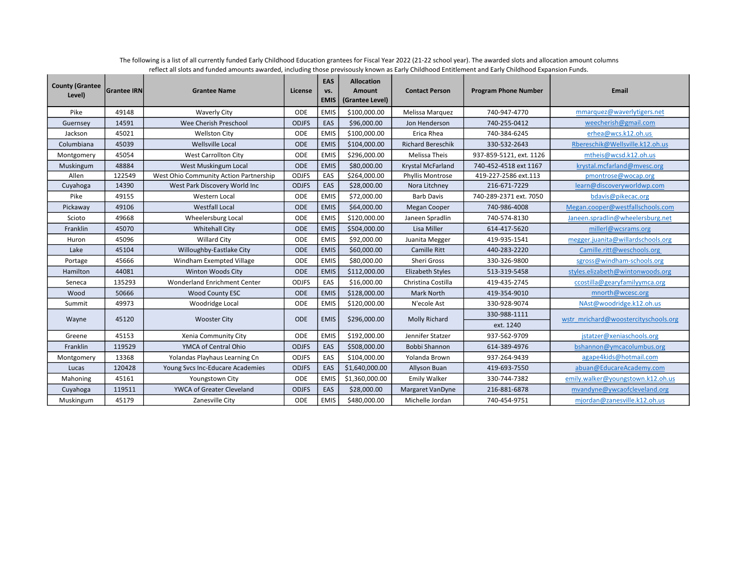The following is a list of all currently funded Early Childhood Education grantees for Fiscal Year 2022 (21-22 school year). The awarded slots and allocation amount columns reflect all slots and funded amounts awarded, including those previously known as Early Childhood Entitlement and Early Childhood Expansion Funds.

| County (Grantee Level) | Grantee IRN | Grantee Name | License | EAS vs. EMIS | Allocation Amount (Grantee Level) | Contact Person | Program Phone Number | Email |
|---|---|---|---|---|---|---|---|---|
| Pike | 49148 | Waverly City | ODE | EMIS | $100,000.00 | Melissa Marquez | 740-947-4770 | mmarquez@waverlytigers.net |
| Guernsey | 14591 | Wee Cherish Preschool | ODJFS | EAS | $96,000.00 | Jon Henderson | 740-255-0412 | weecherish@gmail.com |
| Jackson | 45021 | Wellston City | ODE | EMIS | $100,000.00 | Erica Rhea | 740-384-6245 | erhea@wcs.k12.oh.us |
| Columbiana | 45039 | Wellsville Local | ODE | EMIS | $104,000.00 | Richard Bereschik | 330-532-2643 | Rbereschik@Wellsville.k12.oh.us |
| Montgomery | 45054 | West Carrollton City | ODE | EMIS | $296,000.00 | Melissa Theis | 937-859-5121, ext. 1126 | mtheis@wcsd.k12.oh.us |
| Muskingum | 48884 | West Muskingum Local | ODE | EMIS | $80,000.00 | Krystal McFarland | 740-452-4518 ext 1167 | krystal.mcfarland@mvesc.org |
| Allen | 122549 | West Ohio Community Action Partnership | ODJFS | EAS | $264,000.00 | Phyllis Montrose | 419-227-2586 ext.113 | pmontrose@wocap.org |
| Cuyahoga | 14390 | West Park Discovery World Inc | ODJFS | EAS | $28,000.00 | Nora Litchney | 216-671-7229 | learn@discoveryworldwp.com |
| Pike | 49155 | Western Local | ODE | EMIS | $72,000.00 | Barb Davis | 740-289-2371 ext. 7050 | bdavis@pikecac.org |
| Pickaway | 49106 | Westfall Local | ODE | EMIS | $64,000.00 | Megan Cooper | 740-986-4008 | Megan.cooper@westfallschools.com |
| Scioto | 49668 | Wheelersburg Local | ODE | EMIS | $120,000.00 | Janeen Spradlin | 740-574-8130 | Janeen.spradlin@wheelersburg.net |
| Franklin | 45070 | Whitehall City | ODE | EMIS | $504,000.00 | Lisa Miller | 614-417-5620 | millerl@wcsrams.org |
| Huron | 45096 | Willard City | ODE | EMIS | $92,000.00 | Juanita Megger | 419-935-1541 | megger.juanita@willardschools.org |
| Lake | 45104 | Willoughby-Eastlake City | ODE | EMIS | $60,000.00 | Camille Ritt | 440-283-2220 | Camille.ritt@weschools.org |
| Portage | 45666 | Windham Exempted Village | ODE | EMIS | $80,000.00 | Sheri Gross | 330-326-9800 | sgross@windham-schools.org |
| Hamilton | 44081 | Winton Woods City | ODE | EMIS | $112,000.00 | Elizabeth Styles | 513-319-5458 | styles.elizabeth@wintonwoods.org |
| Seneca | 135293 | Wonderland Enrichment Center | ODJFS | EAS | $16,000.00 | Christina Costilla | 419-435-2745 | ccostilla@gearyfamilyymca.org |
| Wood | 50666 | Wood County ESC | ODE | EMIS | $128,000.00 | Mark North | 419-354-9010 | mnorth@wcesc.org |
| Summit | 49973 | Woodridge Local | ODE | EMIS | $120,000.00 | N'ecole Ast | 330-928-9074 | NAst@woodridge.k12.oh.us |
| Wayne | 45120 | Wooster City | ODE | EMIS | $296,000.00 | Molly Richard | 330-988-1111 ext. 1240 | wstr_mrichard@woostercityschools.org |
| Greene | 45153 | Xenia Community City | ODE | EMIS | $192,000.00 | Jennifer Statzer | 937-562-9709 | jstatzer@xeniaschools.org |
| Franklin | 119529 | YMCA of Central Ohio | ODJFS | EAS | $508,000.00 | Bobbi Shannon | 614-389-4976 | bshannon@ymcacolumbus.org |
| Montgomery | 13368 | Yolandas Playhaus Learning Cn | ODJFS | EAS | $104,000.00 | Yolanda Brown | 937-264-9439 | agape4kids@hotmail.com |
| Lucas | 120428 | Young Svcs Inc-Educare Academies | ODJFS | EAS | $1,640,000.00 | Allyson Buan | 419-693-7550 | abuan@EducareAcademy.com |
| Mahoning | 45161 | Youngstown City | ODE | EMIS | $1,360,000.00 | Emily Walker | 330-744-7382 | emily.walker@youngstown.k12.oh.us |
| Cuyahoga | 119511 | YWCA of Greater Cleveland | ODJFS | EAS | $28,000.00 | Margaret VanDyne | 216-881-6878 | mvandyne@ywcaofcleveland.org |
| Muskingum | 45179 | Zanesville City | ODE | EMIS | $480,000.00 | Michelle Jordan | 740-454-9751 | mjordan@zanesville.k12.oh.us |